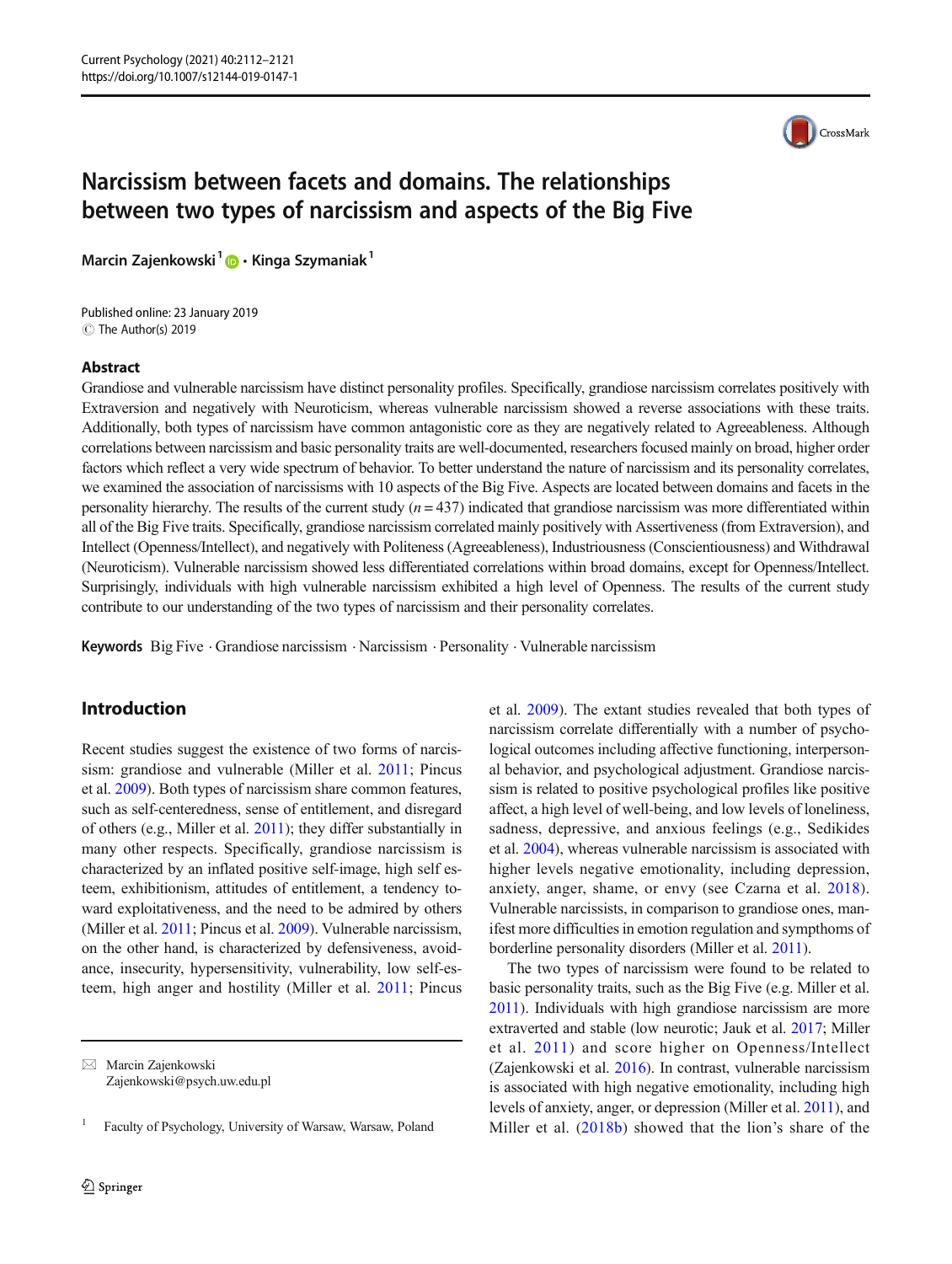# Narcissism between facets and domains. The relationships between two types of narcissism and aspects of the Big Five

**Marcin Zajenkowski**[1] · **Kinga Szymaniak**[1]

Published online: 23 January 2019
© The Author(s) 2019

## Abstract

Grandiose and vulnerable narcissism have distinct personality profiles. Specifically, grandiose narcissism correlates positively with Extraversion and negatively with Neuroticism, whereas vulnerable narcissism showed a reverse associations with these traits. Additionally, both types of narcissism have common antagonistic core as they are negatively related to Agreeableness. Although correlations between narcissism and basic personality traits are well-documented, researchers focused mainly on broad, higher order factors which reflect a very wide spectrum of behavior. To better understand the nature of narcissism and its personality correlates, we examined the association of narcissisms with 10 aspects of the Big Five. Aspects are located between domains and facets in the personality hierarchy. The results of the current study ($n = 437$) indicated that grandiose narcissism was more differentiated within all of the Big Five traits. Specifically, grandiose narcissism correlated mainly positively with Assertiveness (from Extraversion), and Intellect (Openness/Intellect), and negatively with Politeness (Agreeableness), Industriousness (Conscientiousness) and Withdrawal (Neuroticism). Vulnerable narcissism showed less differentiated correlations within broad domains, except for Openness/Intellect. Surprisingly, individuals with high vulnerable narcissism exhibited a high level of Openness. The results of the current study contribute to our understanding of the two types of narcissism and their personality correlates.

**Keywords** Big Five · Grandiose narcissism · Narcissism · Personality · Vulnerable narcissism

## Introduction

Recent studies suggest the existence of two forms of narcissism: grandiose and vulnerable (Miller et al. 2011; Pincus et al. 2009). Both types of narcissism share common features, such as self-centeredness, sense of entitlement, and disregard of others (e.g., Miller et al. 2011); they differ substantially in many other respects. Specifically, grandiose narcissism is characterized by an inflated positive self-image, high self esteem, exhibitionism, attitudes of entitlement, a tendency toward exploitativeness, and the need to be admired by others (Miller et al. 2011; Pincus et al. 2009). Vulnerable narcissism, on the other hand, is characterized by defensiveness, avoidance, insecurity, hypersensitivity, vulnerability, low self-esteem, high anger and hostility (Miller et al. 2011; Pincus et al. 2009). The extant studies revealed that both types of narcissism correlate differentially with a number of psychological outcomes including affective functioning, interpersonal behavior, and psychological adjustment. Grandiose narcissism is related to positive psychological profiles like positive affect, a high level of well-being, and low levels of loneliness, sadness, depressive, and anxious feelings (e.g., Sedikides et al. 2004), whereas vulnerable narcissism is associated with higher levels negative emotionality, including depression, anxiety, anger, shame, or envy (see Czarna et al. 2018). Vulnerable narcissists, in comparison to grandiose ones, manifest more difficulties in emotion regulation and sympthoms of borderline personality disorders (Miller et al. 2011).

The two types of narcissism were found to be related to basic personality traits, such as the Big Five (e.g. Miller et al. 2011). Individuals with high grandiose narcissism are more extraverted and stable (low neurotic; Jauk et al. 2017; Miller et al. 2011) and score higher on Openness/Intellect (Zajenkowski et al. 2016). In contrast, vulnerable narcissism is associated with high negative emotionality, including high levels of anxiety, anger, or depression (Miller et al. 2011), and Miller et al. (2018b) showed that the lion's share of the

---

✉ Marcin Zajenkowski
Zajenkowski@psych.uw.edu.pl

[1] Faculty of Psychology, University of Warsaw, Warsaw, Poland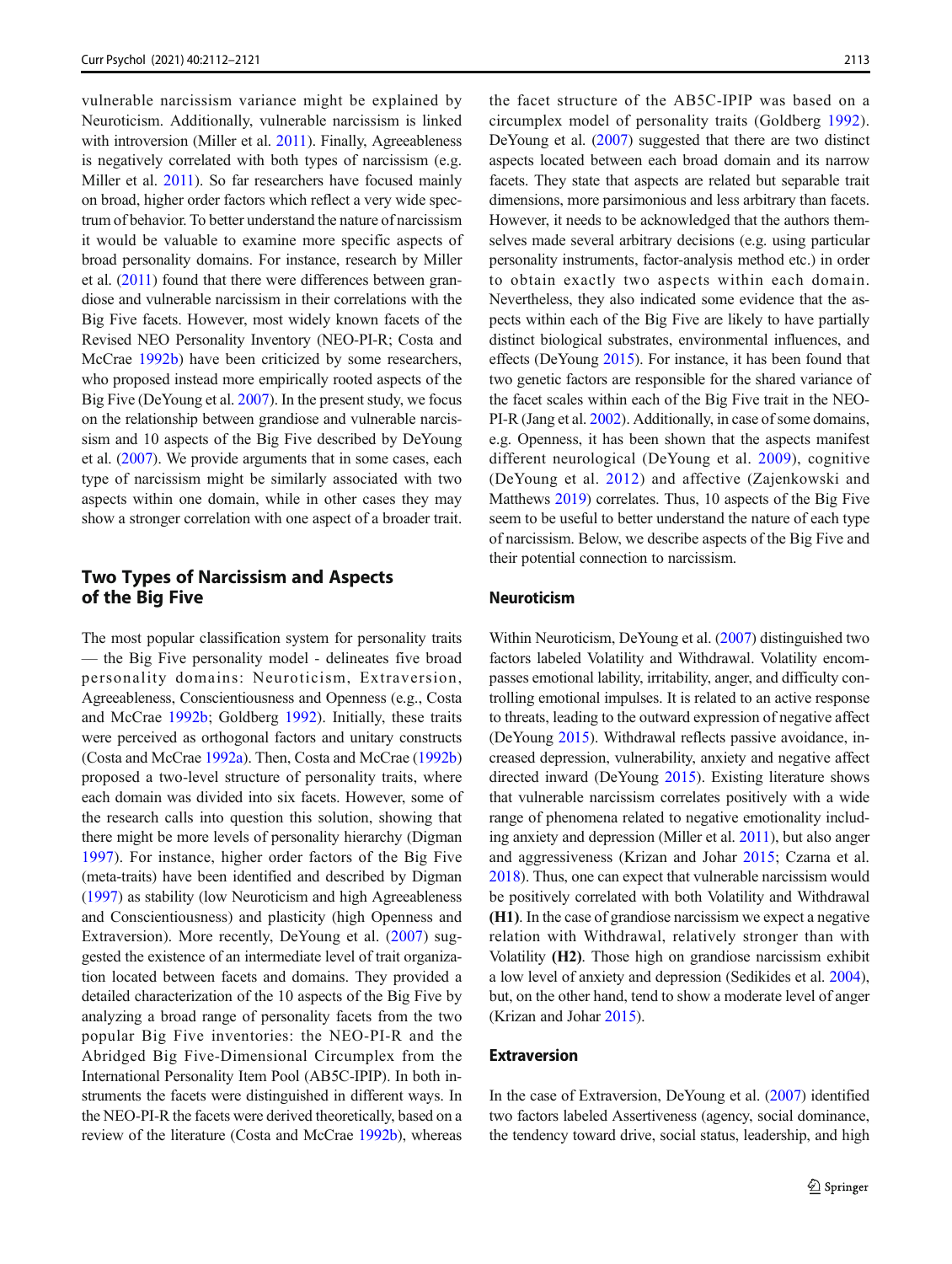vulnerable narcissism variance might be explained by Neuroticism. Additionally, vulnerable narcissism is linked with introversion (Miller et al. 2011). Finally, Agreeableness is negatively correlated with both types of narcissism (e.g. Miller et al. 2011). So far researchers have focused mainly on broad, higher order factors which reflect a very wide spectrum of behavior. To better understand the nature of narcissism it would be valuable to examine more specific aspects of broad personality domains. For instance, research by Miller et al. (2011) found that there were differences between grandiose and vulnerable narcissism in their correlations with the Big Five facets. However, most widely known facets of the Revised NEO Personality Inventory (NEO-PI-R; Costa and McCrae 1992b) have been criticized by some researchers, who proposed instead more empirically rooted aspects of the Big Five (DeYoung et al. 2007). In the present study, we focus on the relationship between grandiose and vulnerable narcissism and 10 aspects of the Big Five described by DeYoung et al. (2007). We provide arguments that in some cases, each type of narcissism might be similarly associated with two aspects within one domain, while in other cases they may show a stronger correlation with one aspect of a broader trait.

## Two Types of Narcissism and Aspects of the Big Five

The most popular classification system for personality traits — the Big Five personality model - delineates five broad personality domains: Neuroticism, Extraversion, Agreeableness, Conscientiousness and Openness (e.g., Costa and McCrae 1992b; Goldberg 1992). Initially, these traits were perceived as orthogonal factors and unitary constructs (Costa and McCrae 1992a). Then, Costa and McCrae (1992b) proposed a two-level structure of personality traits, where each domain was divided into six facets. However, some of the research calls into question this solution, showing that there might be more levels of personality hierarchy (Digman 1997). For instance, higher order factors of the Big Five (meta-traits) have been identified and described by Digman (1997) as stability (low Neuroticism and high Agreeableness and Conscientiousness) and plasticity (high Openness and Extraversion). More recently, DeYoung et al. (2007) suggested the existence of an intermediate level of trait organization located between facets and domains. They provided a detailed characterization of the 10 aspects of the Big Five by analyzing a broad range of personality facets from the two popular Big Five inventories: the NEO-PI-R and the Abridged Big Five-Dimensional Circumplex from the International Personality Item Pool (AB5C-IPIP). In both instruments the facets were distinguished in different ways. In the NEO-PI-R the facets were derived theoretically, based on a review of the literature (Costa and McCrae 1992b), whereas the facet structure of the AB5C-IPIP was based on a circumplex model of personality traits (Goldberg 1992). DeYoung et al. (2007) suggested that there are two distinct aspects located between each broad domain and its narrow facets. They state that aspects are related but separable trait dimensions, more parsimonious and less arbitrary than facets. However, it needs to be acknowledged that the authors themselves made several arbitrary decisions (e.g. using particular personality instruments, factor-analysis method etc.) in order to obtain exactly two aspects within each domain. Nevertheless, they also indicated some evidence that the aspects within each of the Big Five are likely to have partially distinct biological substrates, environmental influences, and effects (DeYoung 2015). For instance, it has been found that two genetic factors are responsible for the shared variance of the facet scales within each of the Big Five trait in the NEO-PI-R (Jang et al. 2002). Additionally, in case of some domains, e.g. Openness, it has been shown that the aspects manifest different neurological (DeYoung et al. 2009), cognitive (DeYoung et al. 2012) and affective (Zajenkowski and Matthews 2019) correlates. Thus, 10 aspects of the Big Five seem to be useful to better understand the nature of each type of narcissism. Below, we describe aspects of the Big Five and their potential connection to narcissism.

### Neuroticism

Within Neuroticism, DeYoung et al. (2007) distinguished two factors labeled Volatility and Withdrawal. Volatility encompasses emotional lability, irritability, anger, and difficulty controlling emotional impulses. It is related to an active response to threats, leading to the outward expression of negative affect (DeYoung 2015). Withdrawal reflects passive avoidance, increased depression, vulnerability, anxiety and negative affect directed inward (DeYoung 2015). Existing literature shows that vulnerable narcissism correlates positively with a wide range of phenomena related to negative emotionality including anxiety and depression (Miller et al. 2011), but also anger and aggressiveness (Krizan and Johar 2015; Czarna et al. 2018). Thus, one can expect that vulnerable narcissism would be positively correlated with both Volatility and Withdrawal **(H1)**. In the case of grandiose narcissism we expect a negative relation with Withdrawal, relatively stronger than with Volatility **(H2)**. Those high on grandiose narcissism exhibit a low level of anxiety and depression (Sedikides et al. 2004), but, on the other hand, tend to show a moderate level of anger (Krizan and Johar 2015).

### Extraversion

In the case of Extraversion, DeYoung et al. (2007) identified two factors labeled Assertiveness (agency, social dominance, the tendency toward drive, social status, leadership, and high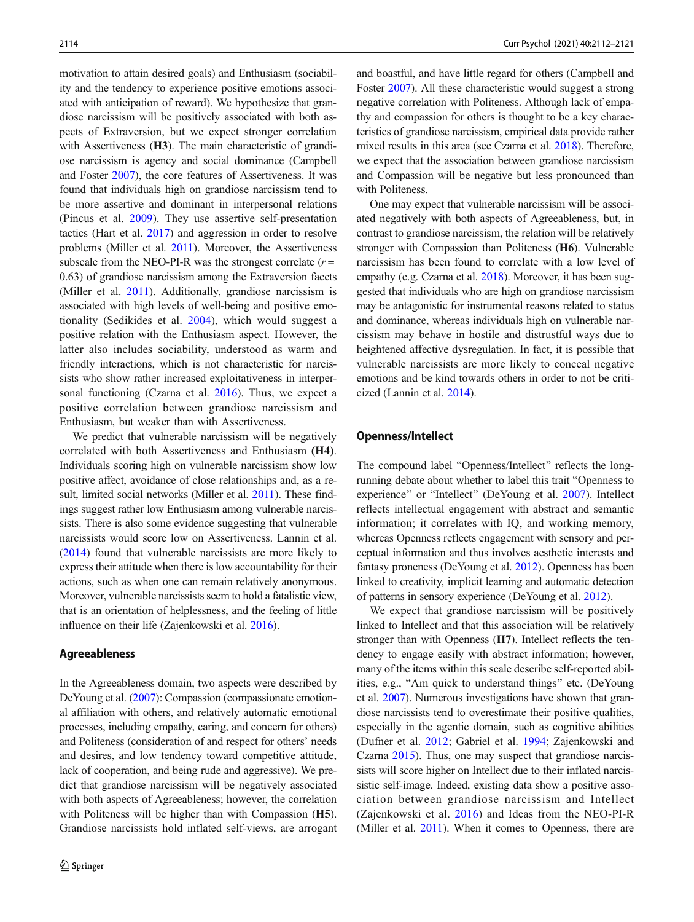motivation to attain desired goals) and Enthusiasm (sociability and the tendency to experience positive emotions associated with anticipation of reward). We hypothesize that grandiose narcissism will be positively associated with both aspects of Extraversion, but we expect stronger correlation with Assertiveness (**H3**). The main characteristic of grandiose narcissism is agency and social dominance (Campbell and Foster 2007), the core features of Assertiveness. It was found that individuals high on grandiose narcissism tend to be more assertive and dominant in interpersonal relations (Pincus et al. 2009). They use assertive self-presentation tactics (Hart et al. 2017) and aggression in order to resolve problems (Miller et al. 2011). Moreover, the Assertiveness subscale from the NEO-PI-R was the strongest correlate ($r = 0.63$) of grandiose narcissism among the Extraversion facets (Miller et al. 2011). Additionally, grandiose narcissism is associated with high levels of well-being and positive emotionality (Sedikides et al. 2004), which would suggest a positive relation with the Enthusiasm aspect. However, the latter also includes sociability, understood as warm and friendly interactions, which is not characteristic for narcissists who show rather increased exploitativeness in interpersonal functioning (Czarna et al. 2016). Thus, we expect a positive correlation between grandiose narcissism and Enthusiasm, but weaker than with Assertiveness.

We predict that vulnerable narcissism will be negatively correlated with both Assertiveness and Enthusiasm **(H4)**. Individuals scoring high on vulnerable narcissism show low positive affect, avoidance of close relationships and, as a result, limited social networks (Miller et al. 2011). These findings suggest rather low Enthusiasm among vulnerable narcissists. There is also some evidence suggesting that vulnerable narcissists would score low on Assertiveness. Lannin et al. (2014) found that vulnerable narcissists are more likely to express their attitude when there is low accountability for their actions, such as when one can remain relatively anonymous. Moreover, vulnerable narcissists seem to hold a fatalistic view, that is an orientation of helplessness, and the feeling of little influence on their life (Zajenkowski et al. 2016).

## Agreeableness

In the Agreeableness domain, two aspects were described by DeYoung et al. (2007): Compassion (compassionate emotional affiliation with others, and relatively automatic emotional processes, including empathy, caring, and concern for others) and Politeness (consideration of and respect for others' needs and desires, and low tendency toward competitive attitude, lack of cooperation, and being rude and aggressive). We predict that grandiose narcissism will be negatively associated with both aspects of Agreeableness; however, the correlation with Politeness will be higher than with Compassion (**H5**). Grandiose narcissists hold inflated self-views, are arrogant and boastful, and have little regard for others (Campbell and Foster 2007). All these characteristic would suggest a strong negative correlation with Politeness. Although lack of empathy and compassion for others is thought to be a key characteristics of grandiose narcissism, empirical data provide rather mixed results in this area (see Czarna et al. 2018). Therefore, we expect that the association between grandiose narcissism and Compassion will be negative but less pronounced than with Politeness.

One may expect that vulnerable narcissism will be associated negatively with both aspects of Agreeableness, but, in contrast to grandiose narcissism, the relation will be relatively stronger with Compassion than Politeness (**H6**). Vulnerable narcissism has been found to correlate with a low level of empathy (e.g. Czarna et al. 2018). Moreover, it has been suggested that individuals who are high on grandiose narcissism may be antagonistic for instrumental reasons related to status and dominance, whereas individuals high on vulnerable narcissism may behave in hostile and distrustful ways due to heightened affective dysregulation. In fact, it is possible that vulnerable narcissists are more likely to conceal negative emotions and be kind towards others in order to not be criticized (Lannin et al. 2014).

## Openness/Intellect

The compound label "Openness/Intellect" reflects the long-running debate about whether to label this trait "Openness to experience" or "Intellect" (DeYoung et al. 2007). Intellect reflects intellectual engagement with abstract and semantic information; it correlates with IQ, and working memory, whereas Openness reflects engagement with sensory and perceptual information and thus involves aesthetic interests and fantasy proneness (DeYoung et al. 2012). Openness has been linked to creativity, implicit learning and automatic detection of patterns in sensory experience (DeYoung et al. 2012).

We expect that grandiose narcissism will be positively linked to Intellect and that this association will be relatively stronger than with Openness (**H7**). Intellect reflects the tendency to engage easily with abstract information; however, many of the items within this scale describe self-reported abilities, e.g., "Am quick to understand things" etc. (DeYoung et al. 2007). Numerous investigations have shown that grandiose narcissists tend to overestimate their positive qualities, especially in the agentic domain, such as cognitive abilities (Dufner et al. 2012; Gabriel et al. 1994; Zajenkowski and Czarna 2015). Thus, one may suspect that grandiose narcissists will score higher on Intellect due to their inflated narcissistic self-image. Indeed, existing data show a positive association between grandiose narcissism and Intellect (Zajenkowski et al. 2016) and Ideas from the NEO-PI-R (Miller et al. 2011). When it comes to Openness, there are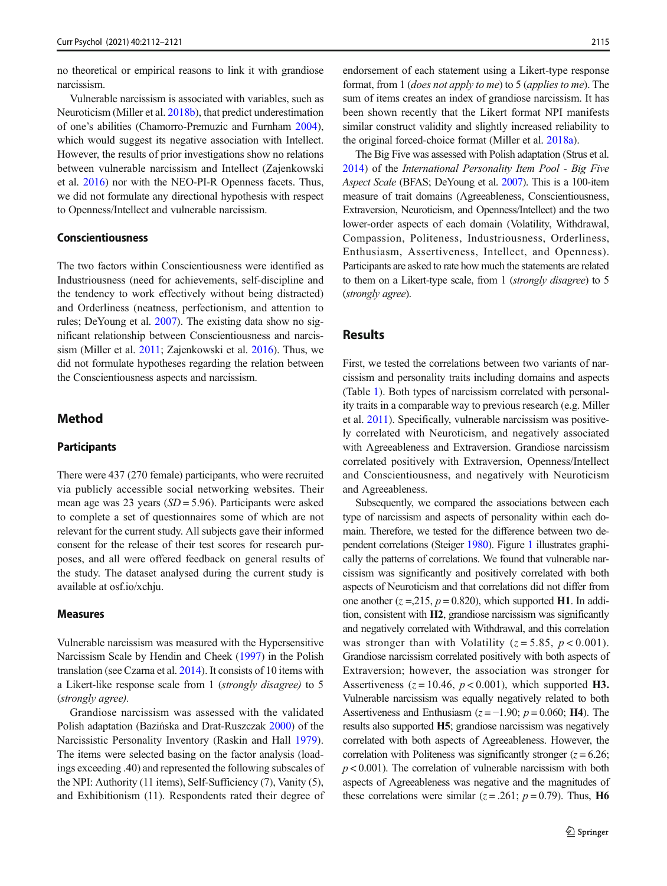no theoretical or empirical reasons to link it with grandiose narcissism.

Vulnerable narcissism is associated with variables, such as Neuroticism (Miller et al. 2018b), that predict underestimation of one's abilities (Chamorro-Premuzic and Furnham 2004), which would suggest its negative association with Intellect. However, the results of prior investigations show no relations between vulnerable narcissism and Intellect (Zajenkowski et al. 2016) nor with the NEO-PI-R Openness facets. Thus, we did not formulate any directional hypothesis with respect to Openness/Intellect and vulnerable narcissism.

### Conscientiousness

The two factors within Conscientiousness were identified as Industriousness (need for achievements, self-discipline and the tendency to work effectively without being distracted) and Orderliness (neatness, perfectionism, and attention to rules; DeYoung et al. 2007). The existing data show no significant relationship between Conscientiousness and narcissism (Miller et al. 2011; Zajenkowski et al. 2016). Thus, we did not formulate hypotheses regarding the relation between the Conscientiousness aspects and narcissism.

## Method

### Participants

There were 437 (270 female) participants, who were recruited via publicly accessible social networking websites. Their mean age was 23 years ($SD = 5.96$). Participants were asked to complete a set of questionnaires some of which are not relevant for the current study. All subjects gave their informed consent for the release of their test scores for research purposes, and all were offered feedback on general results of the study. The dataset analysed during the current study is available at osf.io/xchju.

### Measures

Vulnerable narcissism was measured with the Hypersensitive Narcissism Scale by Hendin and Cheek (1997) in the Polish translation (see Czarna et al. 2014). It consists of 10 items with a Likert-like response scale from 1 (*strongly disagree)* to 5 (*strongly agree).*

Grandiose narcissism was assessed with the validated Polish adaptation (Bazińska and Drat-Ruszczak 2000) of the Narcissistic Personality Inventory (Raskin and Hall 1979). The items were selected basing on the factor analysis (loadings exceeding .40) and represented the following subscales of the NPI: Authority (11 items), Self-Sufficiency (7), Vanity (5), and Exhibitionism (11). Respondents rated their degree of endorsement of each statement using a Likert-type response format, from 1 (*does not apply to me*) to 5 (*applies to me*). The sum of items creates an index of grandiose narcissism. It has been shown recently that the Likert format NPI manifests similar construct validity and slightly increased reliability to the original forced-choice format (Miller et al. 2018a).

The Big Five was assessed with Polish adaptation (Strus et al. 2014) of the *International Personality Item Pool - Big Five Aspect Scale* (BFAS; DeYoung et al. 2007). This is a 100-item measure of trait domains (Agreeableness, Conscientiousness, Extraversion, Neuroticism, and Openness/Intellect) and the two lower-order aspects of each domain (Volatility, Withdrawal, Compassion, Politeness, Industriousness, Orderliness, Enthusiasm, Assertiveness, Intellect, and Openness). Participants are asked to rate how much the statements are related to them on a Likert-type scale, from 1 (*strongly disagree*) to 5 (*strongly agree*).

## Results

First, we tested the correlations between two variants of narcissism and personality traits including domains and aspects (Table 1). Both types of narcissism correlated with personality traits in a comparable way to previous research (e.g. Miller et al. 2011). Specifically, vulnerable narcissism was positively correlated with Neuroticism, and negatively associated with Agreeableness and Extraversion. Grandiose narcissism correlated positively with Extraversion, Openness/Intellect and Conscientiousness, and negatively with Neuroticism and Agreeableness.

Subsequently, we compared the associations between each type of narcissism and aspects of personality within each domain. Therefore, we tested for the difference between two dependent correlations (Steiger 1980). Figure 1 illustrates graphically the patterns of correlations. We found that vulnerable narcissism was significantly and positively correlated with both aspects of Neuroticism and that correlations did not differ from one another ($z =,215$, $p = 0.820$), which supported **H1**. In addition, consistent with **H2**, grandiose narcissism was significantly and negatively correlated with Withdrawal, and this correlation was stronger than with Volatility ($z = 5.85$, $p < 0.001$). Grandiose narcissism correlated positively with both aspects of Extraversion; however, the association was stronger for Assertiveness ($z = 10.46$, $p < 0.001$), which supported **H3.** Vulnerable narcissism was equally negatively related to both Assertiveness and Enthusiasm ($z = -1.90$; $p = 0.060$; **H4**). The results also supported **H5**; grandiose narcissism was negatively correlated with both aspects of Agreeableness. However, the correlation with Politeness was significantly stronger ($z = 6.26$; $p < 0.001$). The correlation of vulnerable narcissism with both aspects of Agreeableness was negative and the magnitudes of these correlations were similar ($z = .261$; $p = 0.79$). Thus, **H6**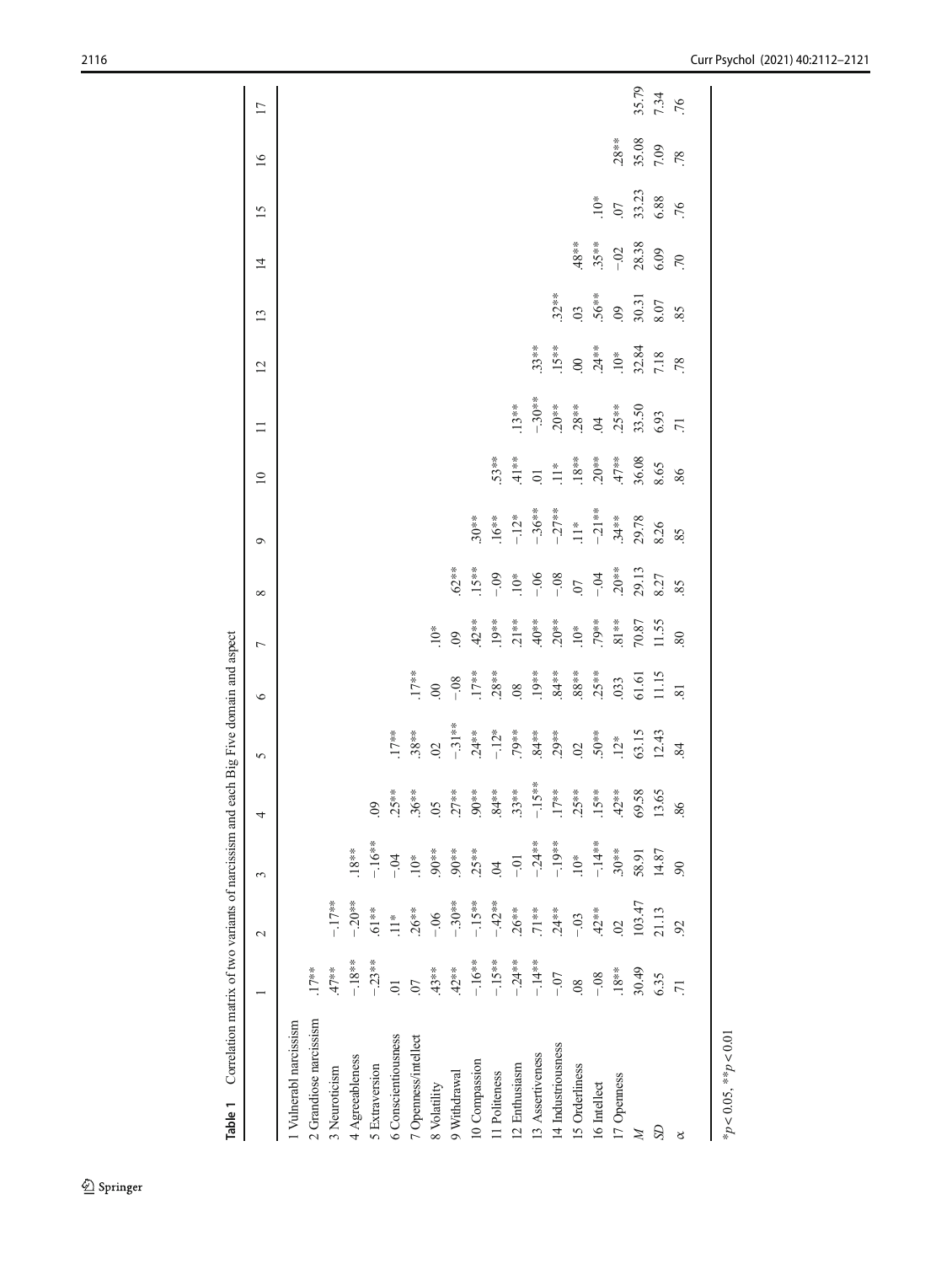**Table 1** Correlation matrix of two variants of narcissism and each Big Five domain and aspect

| | 1 | 2 | 3 | 4 | 5 | 6 | 7 | 8 | 9 | 10 | 11 | 12 | 13 | 14 | 15 | 16 | 17 |
|---|---|---|---|---|---|---|---|---|---|---|---|---|---|---|---|---|---|
| 1 Vulnerabl narcissism | | | | | | | | | | | | | | | | | |
| 2 Grandiose narcissism | .17** | | | | | | | | | | | | | | | | |
| 3 Neuroticism | .47** | -.17** | | | | | | | | | | | | | | | |
| 4 Agreeableness | -.18** | -.20** | .18** | | | | | | | | | | | | | | |
| 5 Extraversion | -.23** | .61** | -.16** | .09 | | | | | | | | | | | | | |
| 6 Conscientiousness | .01 | .11* | -.04 | .25** | .17** | | | | | | | | | | | | |
| 7 Openness/intellect | .07 | .26** | .10* | .36** | .38** | .17** | | | | | | | | | | | |
| 8 Volatility | .43** | -.06 | .90** | .05 | .02 | .00 | .10* | | | | | | | | | | |
| 9 Withdrawal | .42** | -.30** | .90** | .27** | -.31** | -.08 | .09 | .62** | | | | | | | | | |
| 10 Compassion | -.16** | -.15** | .25** | .90** | .24** | .17** | .42** | .15** | .30** | | | | | | | | |
| 11 Politeness | -.15** | -.42** | .04 | .84** | -.12* | .28** | .19** | -.09 | .16** | .53** | | | | | | | |
| 12 Enthusiasm | -.24** | .26** | -.01 | .33** | .79** | .08 | .21** | .10* | -.12* | .41** | .13** | | | | | | |
| 13 Assertiveness | -.14** | .71** | -.24** | -.15** | .84** | .19** | .40** | -.06 | -.36** | .01 | -.30** | .33** | | | | | |
| 14 Industriousness | -.07 | .24** | -.19** | .17** | .29** | .84** | .20** | -.08 | -.27** | .11* | .20** | .15** | .32** | | | | |
| 15 Orderliness | .08 | -.03 | .10* | .25** | .02 | .88** | .10* | .07 | .11* | .18** | .28** | .00 | .03 | .48** | | | |
| 16 Intellect | -.08 | .42** | -.14** | .15** | .50** | .25** | .79** | -.04 | -.21** | .20** | .04 | .24** | .56** | .35** | .10* | | |
| 17 Openness | .18** | .02 | .30** | .42** | .12* | .033 | .81** | .20** | .34** | .47** | .25** | .10* | .09 | -.02 | .07 | .28** | |
| *M* | 30.49 | 103.47 | 58.91 | 69.58 | 63.15 | 61.61 | 70.87 | 29.13 | 29.78 | 36.08 | 33.50 | 32.84 | 30.31 | 28.38 | 33.23 | 35.08 | 35.79 |
| *SD* | 6.35 | 21.13 | 14.87 | 13.65 | 12.43 | 11.15 | 11.55 | 8.27 | 8.26 | 8.65 | 6.93 | 7.18 | 8.07 | 6.09 | 6.88 | 7.09 | 7.34 |
| α | .71 | .92 | .90 | .86 | .84 | .81 | .80 | .85 | .85 | .86 | .71 | .78 | .85 | .70 | .76 | .78 | .76 |

*$p < 0.05$, **$p < 0.01$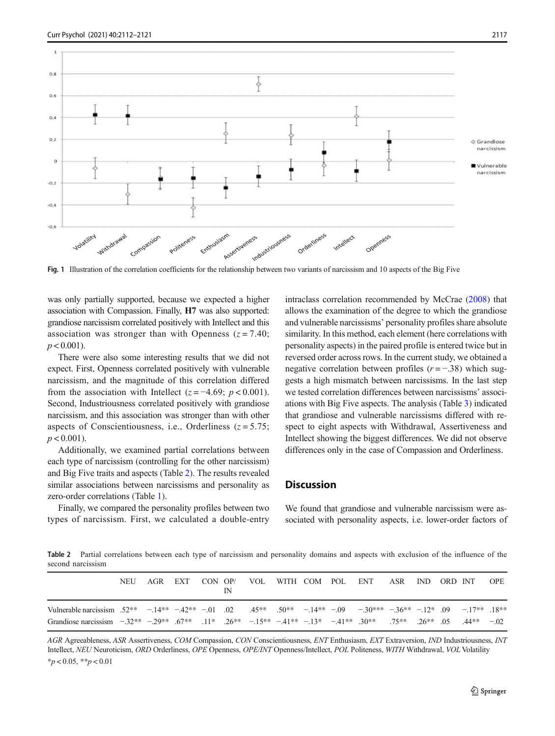Fig. 1 Illustration of the correlation coefficients for the relationship between two variants of narcissism and 10 aspects of the Big Five

was only partially supported, because we expected a higher association with Compassion. Finally, **H7** was also supported: grandiose narcissism correlated positively with Intellect and this association was stronger than with Openness ($z = 7.40$; $p < 0.001$).

There were also some interesting results that we did not expect. First, Openness correlated positively with vulnerable narcissism, and the magnitude of this correlation differed from the association with Intellect ($z = -4.69$; $p < 0.001$). Second, Industriousness correlated positively with grandiose narcissism, and this association was stronger than with other aspects of Conscientiousness, i.e., Orderliness ($z = 5.75$; $p < 0.001$).

Additionally, we examined partial correlations between each type of narcissism (controlling for the other narcissism) and Big Five traits and aspects (Table 2). The results revealed similar associations between narcissisms and personality as zero-order correlations (Table 1).

Finally, we compared the personality profiles between two types of narcissism. First, we calculated a double-entry intraclass correlation recommended by McCrae (2008) that allows the examination of the degree to which the grandiose and vulnerable narcissisms' personality profiles share absolute similarity. In this method, each element (here correlations with personality aspects) in the paired profile is entered twice but in reversed order across rows. In the current study, we obtained a negative correlation between profiles ($r = -.38$) which suggests a high mismatch between narcissisms. In the last step we tested correlation differences between narcissisms' associations with Big Five aspects. The analysis (Table 3) indicated that grandiose and vulnerable narcissisms differed with respect to eight aspects with Withdrawal, Assertiveness and Intellect showing the biggest differences. We did not observe differences only in the case of Compassion and Orderliness.

## Discussion

We found that grandiose and vulnerable narcissism were associated with personality aspects, i.e. lower-order factors of

**Table 2** Partial correlations between each type of narcissism and personality domains and aspects with exclusion of the influence of the second narcissism

| | NEU | AGR | EXT | CON | OP/IN | VOL | WITH | COM | POL | ENT | ASR | IND | ORD | INT | OPE |
|---|---|---|---|---|---|---|---|---|---|---|---|---|---|---|---|
| Vulnerable narcissism | .52** | −.14** | −.42** | −.01 | .02 | .45** | .50** | −.14** | −.09 | −.30*** | −.36** | −.12* | .09 | −.17** | .18** |
| Grandiose narcissism | −.32** | −.29** | .67** | .11* | .26** | −.15** | −.41** | −.13* | −.41** | .30** | .75** | .26** | .05 | .44** | −.02 |

*AGR* Agreeableness, *ASR* Assertiveness, *COM* Compassion, *CON* Conscientiousness, *ENT* Enthusiasm, *EXT* Extraversion, *IND* Industriousness, *INT* Intellect, *NEU* Neuroticism, *ORD* Orderliness, *OPE* Openness, *OPE/INT* Openness/Intellect, *POL* Politeness, *WITH* Withdrawal, *VOL* Volatility

*$p < 0.05$, **$p < 0.01$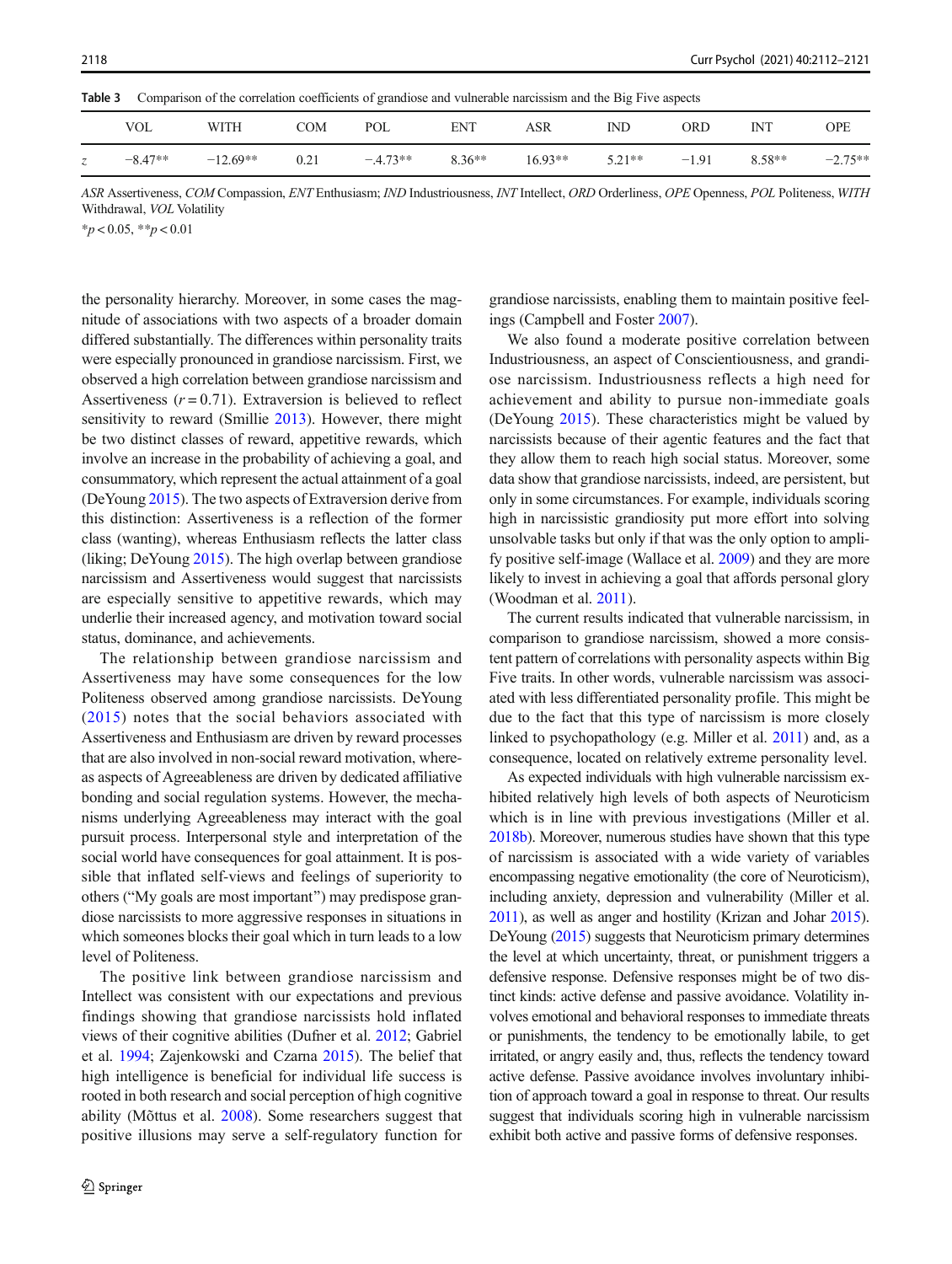**Table 3** Comparison of the correlation coefficients of grandiose and vulnerable narcissism and the Big Five aspects

| | VOL | WITH | COM | POL | ENT | ASR | IND | ORD | INT | OPE |
|---|---|---|---|---|---|---|---|---|---|---|
| $z$ | −8.47** | −12.69** | 0.21 | −4.73** | 8.36** | 16.93** | 5.21** | −1.91 | 8.58** | −2.75** |

*ASR* Assertiveness, *COM* Compassion, *ENT* Enthusiasm; *IND* Industriousness, *INT* Intellect, *ORD* Orderliness, *OPE* Openness, *POL* Politeness, *WITH* Withdrawal, *VOL* Volatility

$^{*}p < 0.05$, $^{**}p < 0.01$

the personality hierarchy. Moreover, in some cases the magnitude of associations with two aspects of a broader domain differed substantially. The differences within personality traits were especially pronounced in grandiose narcissism. First, we observed a high correlation between grandiose narcissism and Assertiveness ($r = 0.71$). Extraversion is believed to reflect sensitivity to reward (Smillie 2013). However, there might be two distinct classes of reward, appetitive rewards, which involve an increase in the probability of achieving a goal, and consummatory, which represent the actual attainment of a goal (DeYoung 2015). The two aspects of Extraversion derive from this distinction: Assertiveness is a reflection of the former class (wanting), whereas Enthusiasm reflects the latter class (liking; DeYoung 2015). The high overlap between grandiose narcissism and Assertiveness would suggest that narcissists are especially sensitive to appetitive rewards, which may underlie their increased agency, and motivation toward social status, dominance, and achievements.

The relationship between grandiose narcissism and Assertiveness may have some consequences for the low Politeness observed among grandiose narcissists. DeYoung (2015) notes that the social behaviors associated with Assertiveness and Enthusiasm are driven by reward processes that are also involved in non-social reward motivation, whereas aspects of Agreeableness are driven by dedicated affiliative bonding and social regulation systems. However, the mechanisms underlying Agreeableness may interact with the goal pursuit process. Interpersonal style and interpretation of the social world have consequences for goal attainment. It is possible that inflated self-views and feelings of superiority to others ("My goals are most important") may predispose grandiose narcissists to more aggressive responses in situations in which someones blocks their goal which in turn leads to a low level of Politeness.

The positive link between grandiose narcissism and Intellect was consistent with our expectations and previous findings showing that grandiose narcissists hold inflated views of their cognitive abilities (Dufner et al. 2012; Gabriel et al. 1994; Zajenkowski and Czarna 2015). The belief that high intelligence is beneficial for individual life success is rooted in both research and social perception of high cognitive ability (Mõttus et al. 2008). Some researchers suggest that positive illusions may serve a self-regulatory function for grandiose narcissists, enabling them to maintain positive feelings (Campbell and Foster 2007).

We also found a moderate positive correlation between Industriousness, an aspect of Conscientiousness, and grandiose narcissism. Industriousness reflects a high need for achievement and ability to pursue non-immediate goals (DeYoung 2015). These characteristics might be valued by narcissists because of their agentic features and the fact that they allow them to reach high social status. Moreover, some data show that grandiose narcissists, indeed, are persistent, but only in some circumstances. For example, individuals scoring high in narcissistic grandiosity put more effort into solving unsolvable tasks but only if that was the only option to amplify positive self-image (Wallace et al. 2009) and they are more likely to invest in achieving a goal that affords personal glory (Woodman et al. 2011).

The current results indicated that vulnerable narcissism, in comparison to grandiose narcissism, showed a more consistent pattern of correlations with personality aspects within Big Five traits. In other words, vulnerable narcissism was associated with less differentiated personality profile. This might be due to the fact that this type of narcissism is more closely linked to psychopathology (e.g. Miller et al. 2011) and, as a consequence, located on relatively extreme personality level.

As expected individuals with high vulnerable narcissism exhibited relatively high levels of both aspects of Neuroticism which is in line with previous investigations (Miller et al. 2018b). Moreover, numerous studies have shown that this type of narcissism is associated with a wide variety of variables encompassing negative emotionality (the core of Neuroticism), including anxiety, depression and vulnerability (Miller et al. 2011), as well as anger and hostility (Krizan and Johar 2015). DeYoung (2015) suggests that Neuroticism primary determines the level at which uncertainty, threat, or punishment triggers a defensive response. Defensive responses might be of two distinct kinds: active defense and passive avoidance. Volatility involves emotional and behavioral responses to immediate threats or punishments, the tendency to be emotionally labile, to get irritated, or angry easily and, thus, reflects the tendency toward active defense. Passive avoidance involves involuntary inhibition of approach toward a goal in response to threat. Our results suggest that individuals scoring high in vulnerable narcissism exhibit both active and passive forms of defensive responses.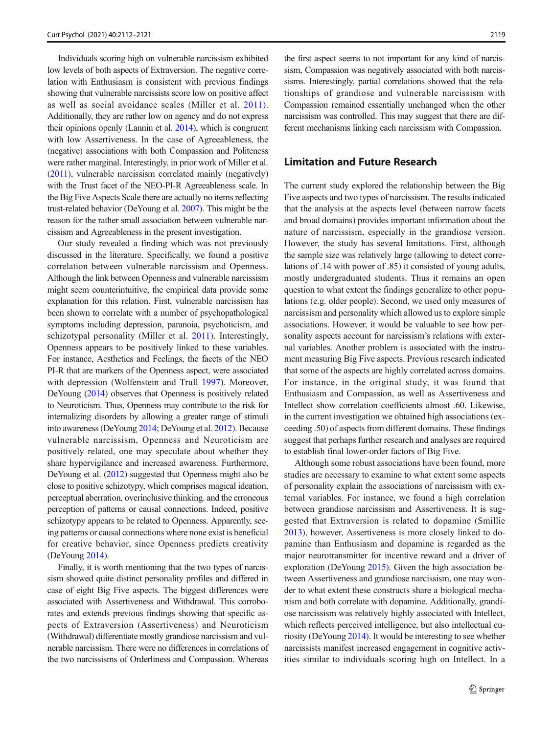Individuals scoring high on vulnerable narcissism exhibited low levels of both aspects of Extraversion. The negative correlation with Enthusiasm is consistent with previous findings showing that vulnerable narcissists score low on positive affect as well as social avoidance scales (Miller et al. 2011). Additionally, they are rather low on agency and do not express their opinions openly (Lannin et al. 2014), which is congruent with low Assertiveness. In the case of Agreeableness, the (negative) associations with both Compassion and Politeness were rather marginal. Interestingly, in prior work of Miller et al. (2011), vulnerable narcissism correlated mainly (negatively) with the Trust facet of the NEO-PI-R Agreeableness scale. In the Big Five Aspects Scale there are actually no items reflecting trust-related behavior (DeYoung et al. 2007). This might be the reason for the rather small association between vulnerable narcissism and Agreeableness in the present investigation.

Our study revealed a finding which was not previously discussed in the literature. Specifically, we found a positive correlation between vulnerable narcissism and Openness. Although the link between Openness and vulnerable narcissism might seem counterintuitive, the empirical data provide some explanation for this relation. First, vulnerable narcissism has been shown to correlate with a number of psychopathological symptoms including depression, paranoia, psychoticism, and schizotypal personality (Miller et al. 2011). Interestingly, Openness appears to be positively linked to these variables. For instance, Aesthetics and Feelings, the facets of the NEO PI-R that are markers of the Openness aspect, were associated with depression (Wolfenstein and Trull 1997). Moreover, DeYoung (2014) observes that Openness is positively related to Neuroticism. Thus, Openness may contribute to the risk for internalizing disorders by allowing a greater range of stimuli into awareness (DeYoung 2014; DeYoung et al. 2012). Because vulnerable narcissism, Openness and Neuroticism are positively related, one may speculate about whether they share hypervigilance and increased awareness. Furthermore, DeYoung et al. (2012) suggested that Openness might also be close to positive schizotypy, which comprises magical ideation, perceptual aberration, overinclusive thinking. and the erroneous perception of patterns or causal connections. Indeed, positive schizotypy appears to be related to Openness. Apparently, seeing patterns or causal connections where none exist is beneficial for creative behavior, since Openness predicts creativity (DeYoung 2014).

Finally, it is worth mentioning that the two types of narcissism showed quite distinct personality profiles and differed in case of eight Big Five aspects. The biggest differences were associated with Assertiveness and Withdrawal. This corroborates and extends previous findings showing that specific aspects of Extraversion (Assertiveness) and Neuroticism (Withdrawal) differentiate mostly grandiose narcissism and vulnerable narcissism. There were no differences in correlations of the two narcissisms of Orderliness and Compassion. Whereas the first aspect seems to not important for any kind of narcissism, Compassion was negatively associated with both narcissisms. Interestingly, partial correlations showed that the relationships of grandiose and vulnerable narcissism with Compassion remained essentially unchanged when the other narcissism was controlled. This may suggest that there are different mechanisms linking each narcissism with Compassion.

## Limitation and Future Research

The current study explored the relationship between the Big Five aspects and two types of narcissism. The results indicated that the analysis at the aspects level (between narrow facets and broad domains) provides important information about the nature of narcissism, especially in the grandiose version. However, the study has several limitations. First, although the sample size was relatively large (allowing to detect correlations of .14 with power of .85) it consisted of young adults, mostly undergraduated students. Thus it remains an open question to what extent the findings generalize to other populations (e.g. older people). Second, we used only measures of narcissism and personality which allowed us to explore simple associations. However, it would be valuable to see how personality aspects account for narcissism's relations with external variables. Another problem is associated with the instrument measuring Big Five aspects. Previous research indicated that some of the aspects are highly correlated across domains. For instance, in the original study, it was found that Enthusiasm and Compassion, as well as Assertiveness and Intellect show correlation coefficients almost .60. Likewise, in the current investigation we obtained high associations (exceeding .50) of aspects from different domains. These findings suggest that perhaps further research and analyses are required to establish final lower-order factors of Big Five.

Although some robust associations have been found, more studies are necessary to examine to what extent some aspects of personality explain the associations of narcissism with external variables. For instance, we found a high correlation between grandiose narcissism and Assertiveness. It is suggested that Extraversion is related to dopamine (Smillie 2013), however, Assertiveness is more closely linked to dopamine than Enthusiasm and dopamine is regarded as the major neurotransmitter for incentive reward and a driver of exploration (DeYoung 2015). Given the high association between Assertiveness and grandiose narcissism, one may wonder to what extent these constructs share a biological mechanism and both correlate with dopamine. Additionally, grandiose narcissism was relatively highly associated with Intellect, which reflects perceived intelligence, but also intellectual curiosity (DeYoung 2014). It would be interesting to see whether narcissists manifest increased engagement in cognitive activities similar to individuals scoring high on Intellect. In a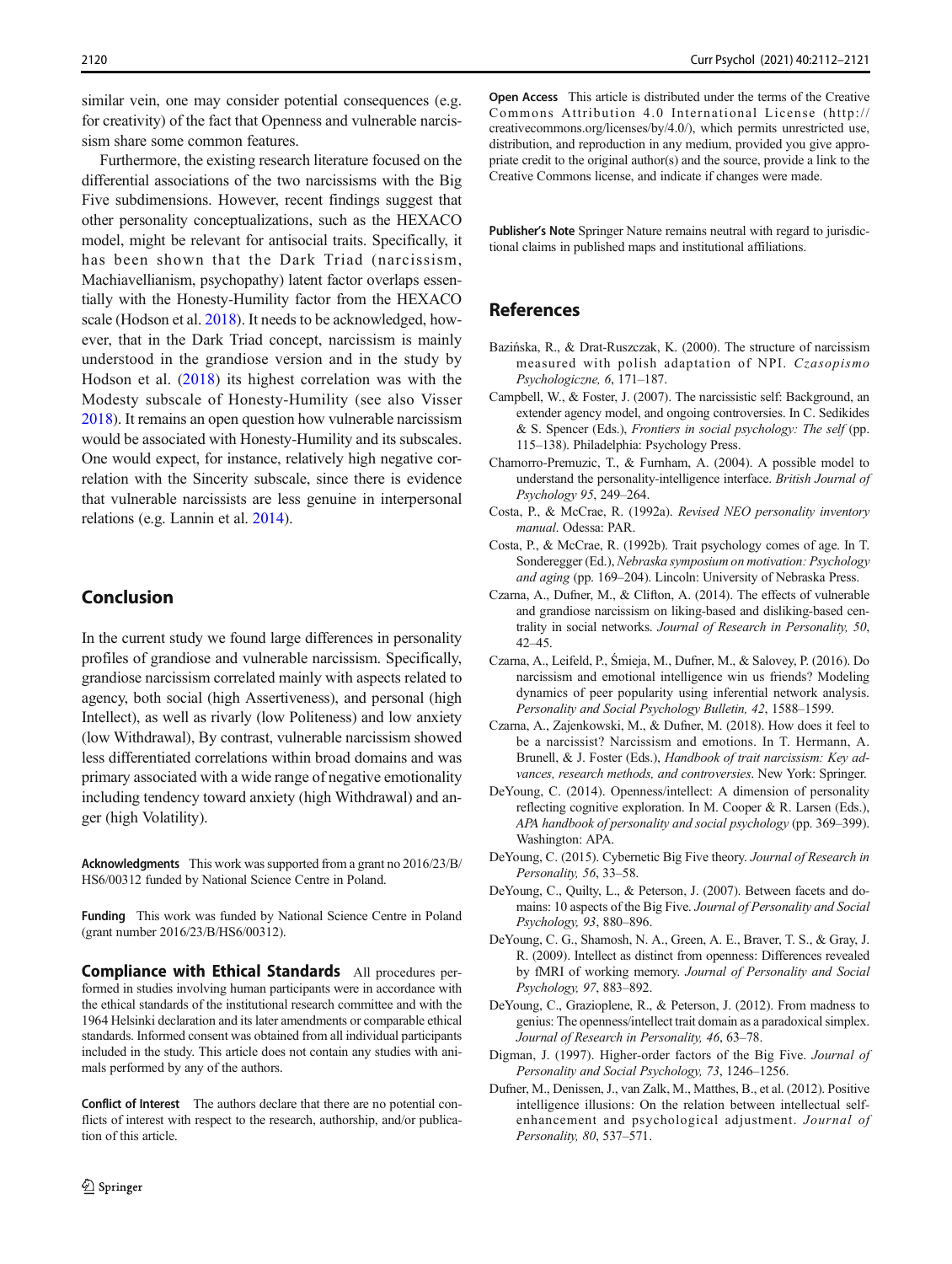similar vein, one may consider potential consequences (e.g. for creativity) of the fact that Openness and vulnerable narcissism share some common features.

Furthermore, the existing research literature focused on the differential associations of the two narcissisms with the Big Five subdimensions. However, recent findings suggest that other personality conceptualizations, such as the HEXACO model, might be relevant for antisocial traits. Specifically, it has been shown that the Dark Triad (narcissism, Machiavellianism, psychopathy) latent factor overlaps essentially with the Honesty-Humility factor from the HEXACO scale (Hodson et al. 2018). It needs to be acknowledged, however, that in the Dark Triad concept, narcissism is mainly understood in the grandiose version and in the study by Hodson et al. (2018) its highest correlation was with the Modesty subscale of Honesty-Humility (see also Visser 2018). It remains an open question how vulnerable narcissism would be associated with Honesty-Humility and its subscales. One would expect, for instance, relatively high negative correlation with the Sincerity subscale, since there is evidence that vulnerable narcissists are less genuine in interpersonal relations (e.g. Lannin et al. 2014).

## Conclusion

In the current study we found large differences in personality profiles of grandiose and vulnerable narcissism. Specifically, grandiose narcissism correlated mainly with aspects related to agency, both social (high Assertiveness), and personal (high Intellect), as well as rivalry (low Politeness) and low anxiety (low Withdrawal), By contrast, vulnerable narcissism showed less differentiated correlations within broad domains and was primary associated with a wide range of negative emotionality including tendency toward anxiety (high Withdrawal) and anger (high Volatility).

**Acknowledgments** This work was supported from a grant no 2016/23/B/HS6/00312 funded by National Science Centre in Poland.

**Funding** This work was funded by National Science Centre in Poland (grant number 2016/23/B/HS6/00312).

**Compliance with Ethical Standards** All procedures performed in studies involving human participants were in accordance with the ethical standards of the institutional research committee and with the 1964 Helsinki declaration and its later amendments or comparable ethical standards. Informed consent was obtained from all individual participants included in the study. This article does not contain any studies with animals performed by any of the authors.

**Conflict of Interest** The authors declare that there are no potential conflicts of interest with respect to the research, authorship, and/or publication of this article.

**Open Access** This article is distributed under the terms of the Creative Commons Attribution 4.0 International License (http://creativecommons.org/licenses/by/4.0/), which permits unrestricted use, distribution, and reproduction in any medium, provided you give appropriate credit to the original author(s) and the source, provide a link to the Creative Commons license, and indicate if changes were made.

**Publisher's Note** Springer Nature remains neutral with regard to jurisdictional claims in published maps and institutional affiliations.

## References

Bazińska, R., & Drat-Ruszczak, K. (2000). The structure of narcissism measured with polish adaptation of NPI. *Czasopismo Psychologiczne, 6*, 171–187.

Campbell, W., & Foster, J. (2007). The narcissistic self: Background, an extender agency model, and ongoing controversies. In C. Sedikides & S. Spencer (Eds.), *Frontiers in social psychology: The self* (pp. 115–138). Philadelphia: Psychology Press.

Chamorro-Premuzic, T., & Furnham, A. (2004). A possible model to understand the personality-intelligence interface. *British Journal of Psychology 95*, 249–264.

Costa, P., & McCrae, R. (1992a). *Revised NEO personality inventory manual*. Odessa: PAR.

Costa, P., & McCrae, R. (1992b). Trait psychology comes of age. In T. Sonderegger (Ed.), *Nebraska symposium on motivation: Psychology and aging* (pp. 169–204). Lincoln: University of Nebraska Press.

Czarna, A., Dufner, M., & Clifton, A. (2014). The effects of vulnerable and grandiose narcissism on liking-based and disliking-based centrality in social networks. *Journal of Research in Personality, 50*, 42–45.

Czarna, A., Leifeld, P., Śmieja, M., Dufner, M., & Salovey, P. (2016). Do narcissism and emotional intelligence win us friends? Modeling dynamics of peer popularity using inferential network analysis. *Personality and Social Psychology Bulletin, 42*, 1588–1599.

Czarna, A., Zajenkowski, M., & Dufner, M. (2018). How does it feel to be a narcissist? Narcissism and emotions. In T. Hermann, A. Brunell, & J. Foster (Eds.), *Handbook of trait narcissism: Key advances, research methods, and controversies*. New York: Springer.

DeYoung, C. (2014). Openness/intellect: A dimension of personality reflecting cognitive exploration. In M. Cooper & R. Larsen (Eds.), *APA handbook of personality and social psychology* (pp. 369–399). Washington: APA.

DeYoung, C. (2015). Cybernetic Big Five theory. *Journal of Research in Personality, 56*, 33–58.

DeYoung, C., Quilty, L., & Peterson, J. (2007). Between facets and domains: 10 aspects of the Big Five. *Journal of Personality and Social Psychology, 93*, 880–896.

DeYoung, C. G., Shamosh, N. A., Green, A. E., Braver, T. S., & Gray, J. R. (2009). Intellect as distinct from openness: Differences revealed by fMRI of working memory. *Journal of Personality and Social Psychology, 97*, 883–892.

DeYoung, C., Grazioplene, R., & Peterson, J. (2012). From madness to genius: The openness/intellect trait domain as a paradoxical simplex. *Journal of Research in Personality, 46*, 63–78.

Digman, J. (1997). Higher-order factors of the Big Five. *Journal of Personality and Social Psychology, 73*, 1246–1256.

Dufner, M., Denissen, J., van Zalk, M., Matthes, B., et al. (2012). Positive intelligence illusions: On the relation between intellectual self-enhancement and psychological adjustment. *Journal of Personality, 80*, 537–571.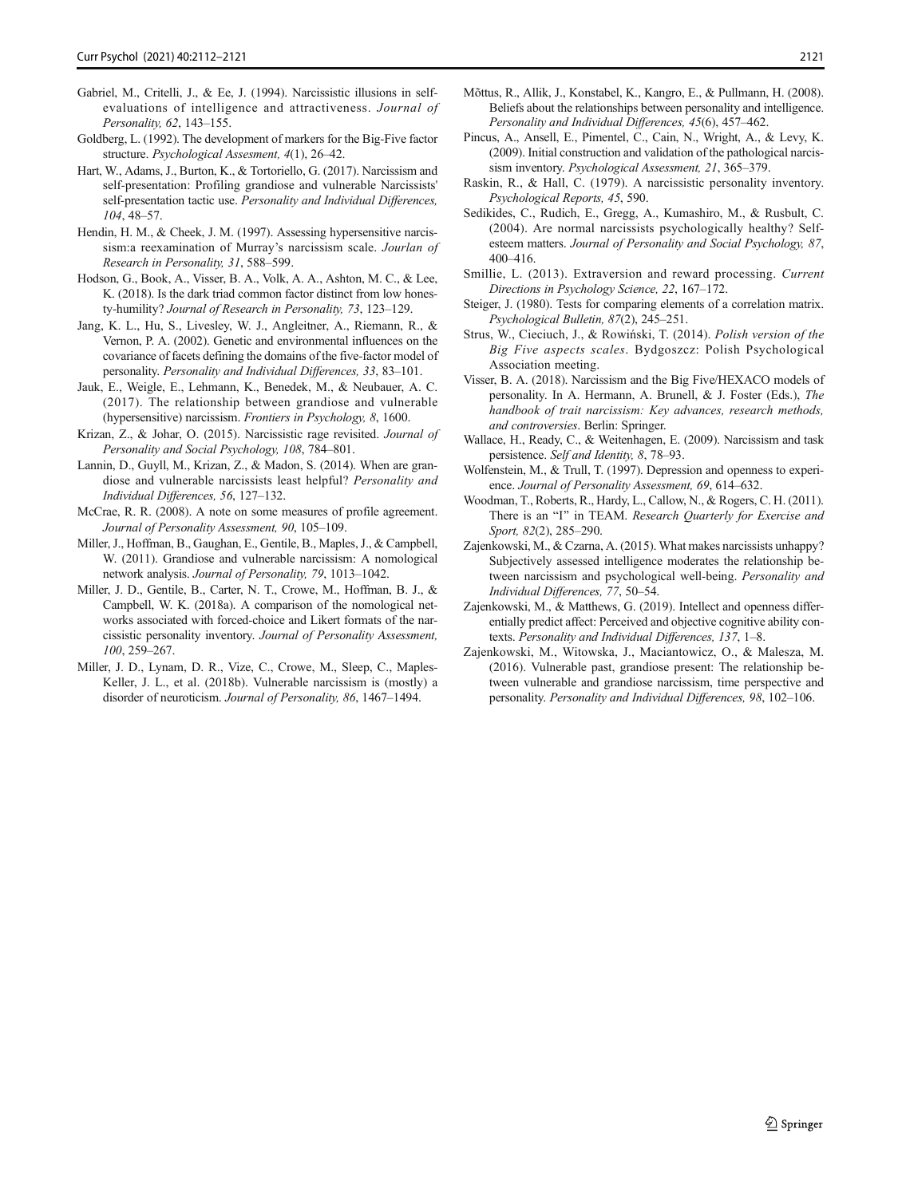Gabriel, M., Critelli, J., & Ee, J. (1994). Narcissistic illusions in self-evaluations of intelligence and attractiveness. *Journal of Personality, 62*, 143–155.

Goldberg, L. (1992). The development of markers for the Big-Five factor structure. *Psychological Assesment, 4*(1), 26–42.

Hart, W., Adams, J., Burton, K., & Tortoriello, G. (2017). Narcissism and self-presentation: Profiling grandiose and vulnerable Narcissists' self-presentation tactic use. *Personality and Individual Differences, 104*, 48–57.

Hendin, H. M., & Cheek, J. M. (1997). Assessing hypersensitive narcissism:a reexamination of Murray's narcissism scale. *Jourlan of Research in Personality, 31*, 588–599.

Hodson, G., Book, A., Visser, B. A., Volk, A. A., Ashton, M. C., & Lee, K. (2018). Is the dark triad common factor distinct from low honesty-humility? *Journal of Research in Personality, 73*, 123–129.

Jang, K. L., Hu, S., Livesley, W. J., Angleitner, A., Riemann, R., & Vernon, P. A. (2002). Genetic and environmental influences on the covariance of facets defining the domains of the five-factor model of personality. *Personality and Individual Differences, 33*, 83–101.

Jauk, E., Weigle, E., Lehmann, K., Benedek, M., & Neubauer, A. C. (2017). The relationship between grandiose and vulnerable (hypersensitive) narcissism. *Frontiers in Psychology, 8*, 1600.

Krizan, Z., & Johar, O. (2015). Narcissistic rage revisited. *Journal of Personality and Social Psychology, 108*, 784–801.

Lannin, D., Guyll, M., Krizan, Z., & Madon, S. (2014). When are grandiose and vulnerable narcissists least helpful? *Personality and Individual Differences, 56*, 127–132.

McCrae, R. R. (2008). A note on some measures of profile agreement. *Journal of Personality Assessment, 90*, 105–109.

Miller, J., Hoffman, B., Gaughan, E., Gentile, B., Maples, J., & Campbell, W. (2011). Grandiose and vulnerable narcissism: A nomological network analysis. *Journal of Personality, 79*, 1013–1042.

Miller, J. D., Gentile, B., Carter, N. T., Crowe, M., Hoffman, B. J., & Campbell, W. K. (2018a). A comparison of the nomological networks associated with forced-choice and Likert formats of the narcissistic personality inventory. *Journal of Personality Assessment, 100*, 259–267.

Miller, J. D., Lynam, D. R., Vize, C., Crowe, M., Sleep, C., Maples-Keller, J. L., et al. (2018b). Vulnerable narcissism is (mostly) a disorder of neuroticism. *Journal of Personality, 86*, 1467–1494.

Mõttus, R., Allik, J., Konstabel, K., Kangro, E., & Pullmann, H. (2008). Beliefs about the relationships between personality and intelligence. *Personality and Individual Differences, 45*(6), 457–462.

Pincus, A., Ansell, E., Pimentel, C., Cain, N., Wright, A., & Levy, K. (2009). Initial construction and validation of the pathological narcissism inventory. *Psychological Assessment, 21*, 365–379.

Raskin, R., & Hall, C. (1979). A narcissistic personality inventory. *Psychological Reports, 45*, 590.

Sedikides, C., Rudich, E., Gregg, A., Kumashiro, M., & Rusbult, C. (2004). Are normal narcissists psychologically healthy? Self-esteem matters. *Journal of Personality and Social Psychology, 87*, 400–416.

Smillie, L. (2013). Extraversion and reward processing. *Current Directions in Psychology Science, 22*, 167–172.

Steiger, J. (1980). Tests for comparing elements of a correlation matrix. *Psychological Bulletin, 87*(2), 245–251.

Strus, W., Cieciuch, J., & Rowiński, T. (2014). *Polish version of the Big Five aspects scales*. Bydgoszcz: Polish Psychological Association meeting.

Visser, B. A. (2018). Narcissism and the Big Five/HEXACO models of personality. In A. Hermann, A. Brunell, & J. Foster (Eds.), *The handbook of trait narcissism: Key advances, research methods, and controversies*. Berlin: Springer.

Wallace, H., Ready, C., & Weitenhagen, E. (2009). Narcissism and task persistence. *Self and Identity, 8*, 78–93.

Wolfenstein, M., & Trull, T. (1997). Depression and openness to experience. *Journal of Personality Assessment, 69*, 614–632.

Woodman, T., Roberts, R., Hardy, L., Callow, N., & Rogers, C. H. (2011). There is an "I" in TEAM. *Research Quarterly for Exercise and Sport, 82*(2), 285–290.

Zajenkowski, M., & Czarna, A. (2015). What makes narcissists unhappy? Subjectively assessed intelligence moderates the relationship between narcissism and psychological well-being. *Personality and Individual Differences, 77*, 50–54.

Zajenkowski, M., & Matthews, G. (2019). Intellect and openness differentially predict affect: Perceived and objective cognitive ability contexts. *Personality and Individual Differences, 137*, 1–8.

Zajenkowski, M., Witowska, J., Maciantowicz, O., & Malesza, M. (2016). Vulnerable past, grandiose present: The relationship between vulnerable and grandiose narcissism, time perspective and personality. *Personality and Individual Differences, 98*, 102–106.